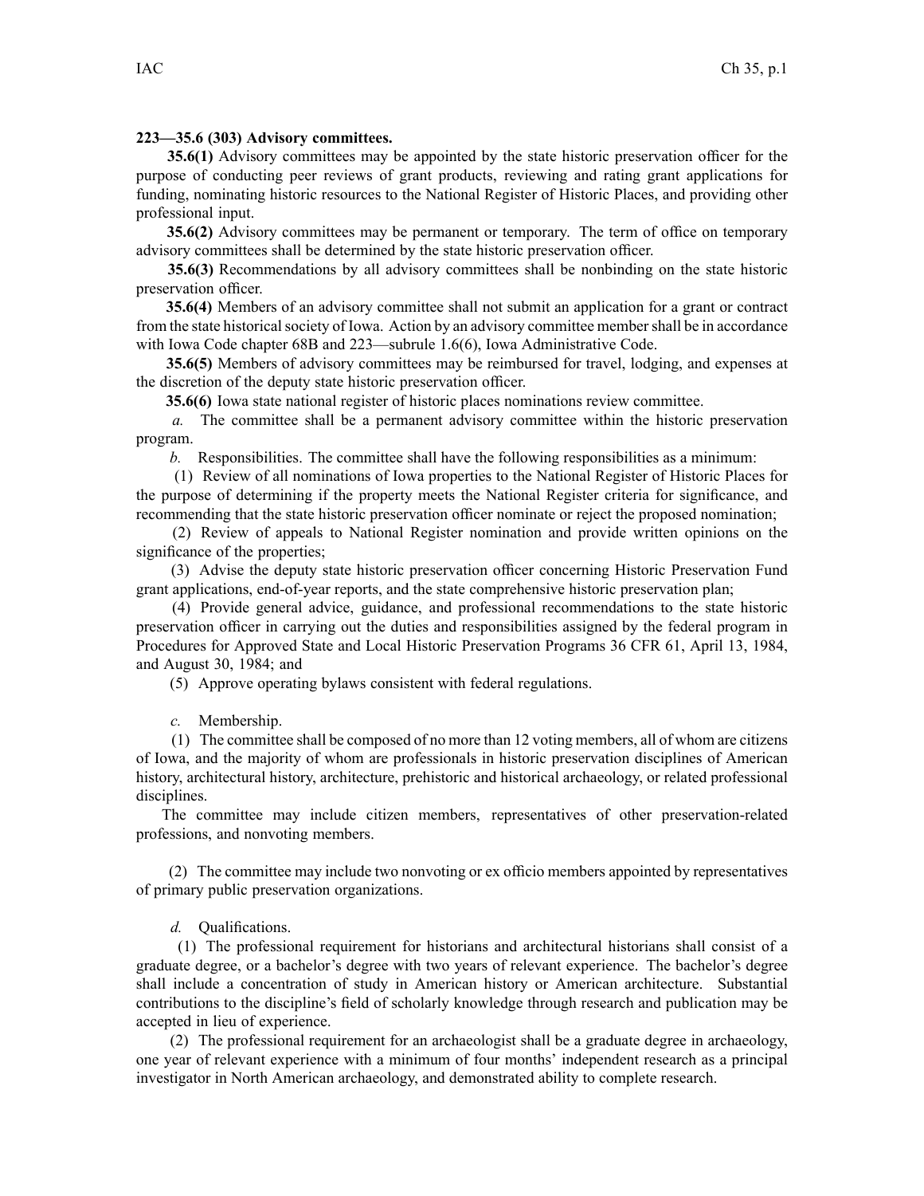**223—35.6 (303) Advisory committees.**

**35.6(1)** Advisory committees may be appointed by the state historic preservation officer for the purpose of conducting peer reviews of grant products, reviewing and rating grant applications for funding, nominating historic resources to the National Register of Historic Places, and providing other professional input.

**35.6(2)** Advisory committees may be permanent or temporary. The term of office on temporary advisory committees shall be determined by the state historic preservation officer.

**35.6(3)** Recommendations by all advisory committees shall be nonbinding on the state historic preservation officer.

**35.6(4)** Members of an advisory committee shall not submit an application for a grant or contract from the state historical society of Iowa. Action by an advisory committee member shall be in accordance with Iowa Code chapter 68B and 223—subrule 1.6(6), Iowa Administrative Code.

**35.6(5)** Members of advisory committees may be reimbursed for travel, lodging, and expenses at the discretion of the deputy state historic preservation officer.

**35.6(6)** Iowa state national register of historic places nominations review committee.

*a.* The committee shall be a permanent advisory committee within the historic preservation program.

*b.* Responsibilities. The committee shall have the following responsibilities as a minimum:

(1) Review of all nominations of Iowa properties to the National Register of Historic Places for the purpose of determining if the property meets the National Register criteria for significance, and recommending that the state historic preservation officer nominate or reject the proposed nomination;

(2) Review of appeals to National Register nomination and provide written opinions on the significance of the properties;

(3) Advise the deputy state historic preservation officer concerning Historic Preservation Fund grant applications, end-of-year reports, and the state comprehensive historic preservation plan;

(4) Provide general advice, guidance, and professional recommendations to the state historic preservation officer in carrying out the duties and responsibilities assigned by the federal program in Procedures for Approved State and Local Historic Preservation Programs 36 CFR 61, April 13, 1984, and August 30, 1984; and

(5) Approve operating bylaws consistent with federal regulations.

*c.* Membership.

(1) The committee shall be composed of no more than 12 voting members, all of whom are citizens of Iowa, and the majority of whom are professionals in historic preservation disciplines of American history, architectural history, architecture, prehistoric and historical archaeology, or related professional disciplines.

The committee may include citizen members, representatives of other preservation-related professions, and nonvoting members.

(2) The committee may include two nonvoting or ex officio members appointed by representatives of primary public preservation organizations.

*d.* Qualifications.

(1) The professional requirement for historians and architectural historians shall consist of a graduate degree, or a bachelor's degree with two years of relevant experience. The bachelor's degree shall include a concentration of study in American history or American architecture. Substantial contributions to the discipline's field of scholarly knowledge through research and publication may be accepted in lieu of experience.

(2) The professional requirement for an archaeologist shall be a graduate degree in archaeology, one year of relevant experience with a minimum of four months' independent research as a principal investigator in North American archaeology, and demonstrated ability to complete research.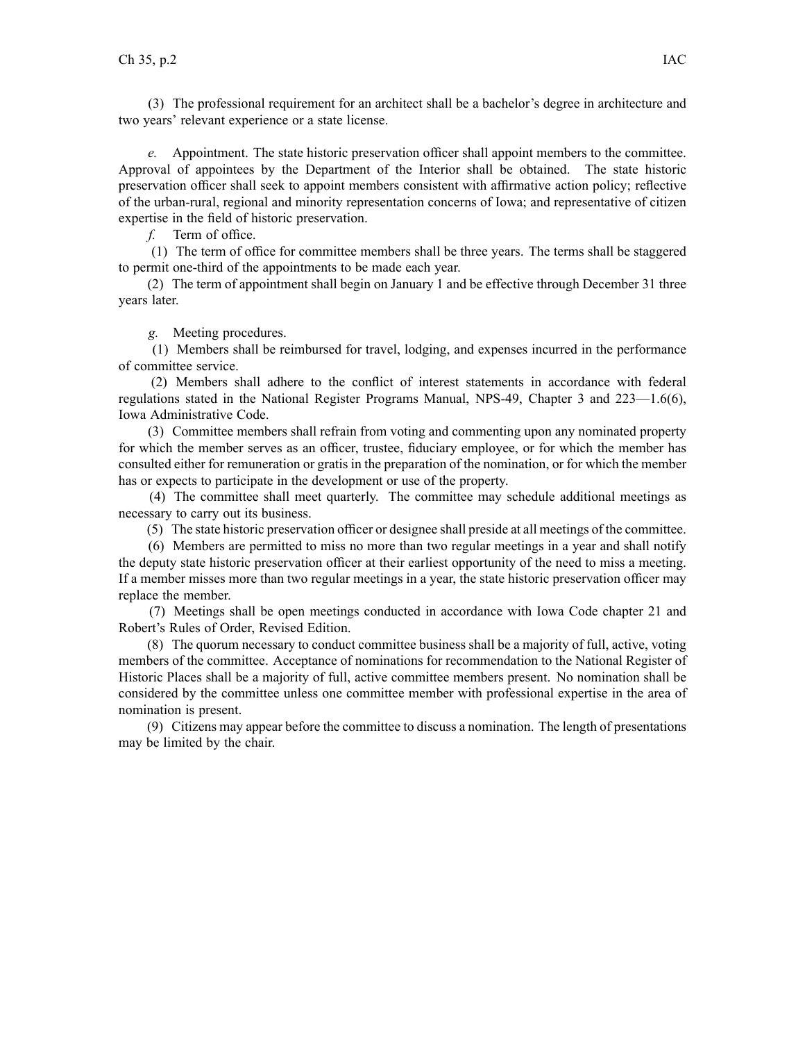(3) The professional requirement for an architect shall be a bachelor's degree in architecture and two years' relevant experience or a state license.

*e.* Appointment. The state historic preservation officer shall appoint members to the committee. Approval of appointees by the Department of the Interior shall be obtained. The state historic preservation officer shall seek to appoint members consistent with affirmative action policy; reflective of the urban-rural, regional and minority representation concerns of Iowa; and representative of citizen expertise in the field of historic preservation.

*f.* Term of office.

(1) The term of office for committee members shall be three years. The terms shall be staggered to permit one-third of the appointments to be made each year.

(2) The term of appointment shall begin on January 1 and be effective through December 31 three years later.

*g.* Meeting procedures.

(1) Members shall be reimbursed for travel, lodging, and expenses incurred in the performance of committee service.

(2) Members shall adhere to the conflict of interest statements in accordance with federal regulations stated in the National Register Programs Manual, NPS-49, Chapter 3 and 223—1.6(6), Iowa Administrative Code.

(3) Committee members shall refrain from voting and commenting upon any nominated property for which the member serves as an officer, trustee, fiduciary employee, or for which the member has consulted either for remuneration or gratis in the preparation of the nomination, or for which the member has or expects to participate in the development or use of the property.

(4) The committee shall meet quarterly. The committee may schedule additional meetings as necessary to carry out its business.

(5) The state historic preservation officer or designee shall preside at all meetings of the committee.

(6) Members are permitted to miss no more than two regular meetings in a year and shall notify the deputy state historic preservation officer at their earliest opportunity of the need to miss a meeting. If a member misses more than two regular meetings in a year, the state historic preservation officer may replace the member.

(7) Meetings shall be open meetings conducted in accordance with Iowa Code chapter 21 and Robert's Rules of Order, Revised Edition.

(8) The quorum necessary to conduct committee business shall be a majority of full, active, voting members of the committee. Acceptance of nominations for recommendation to the National Register of Historic Places shall be a majority of full, active committee members present. No nomination shall be considered by the committee unless one committee member with professional expertise in the area of nomination is present.

(9) Citizens may appear before the committee to discuss a nomination. The length of presentations may be limited by the chair.